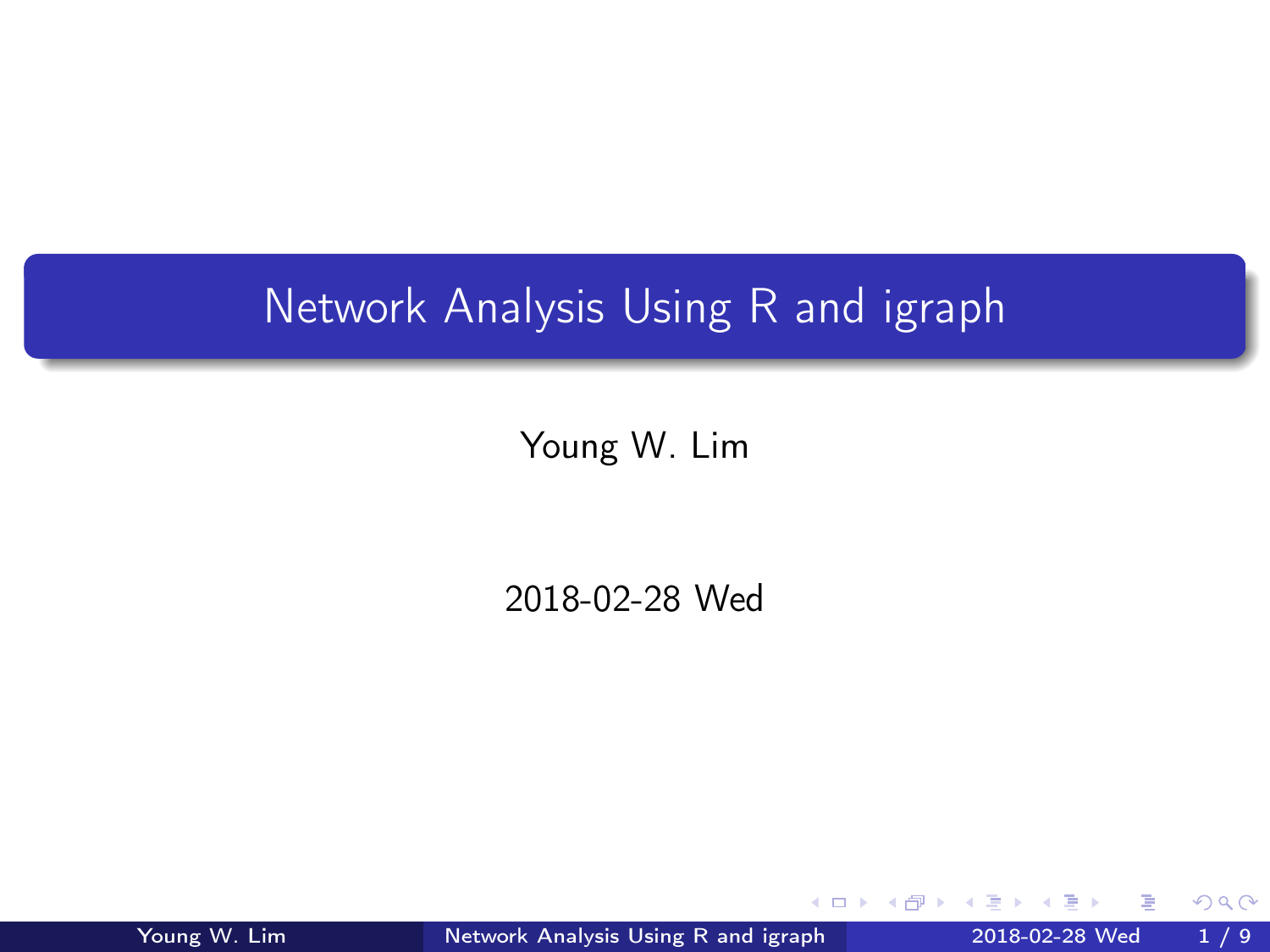# Network Analysis Using R and igraph

Young W. Lim

2018-02-28 Wed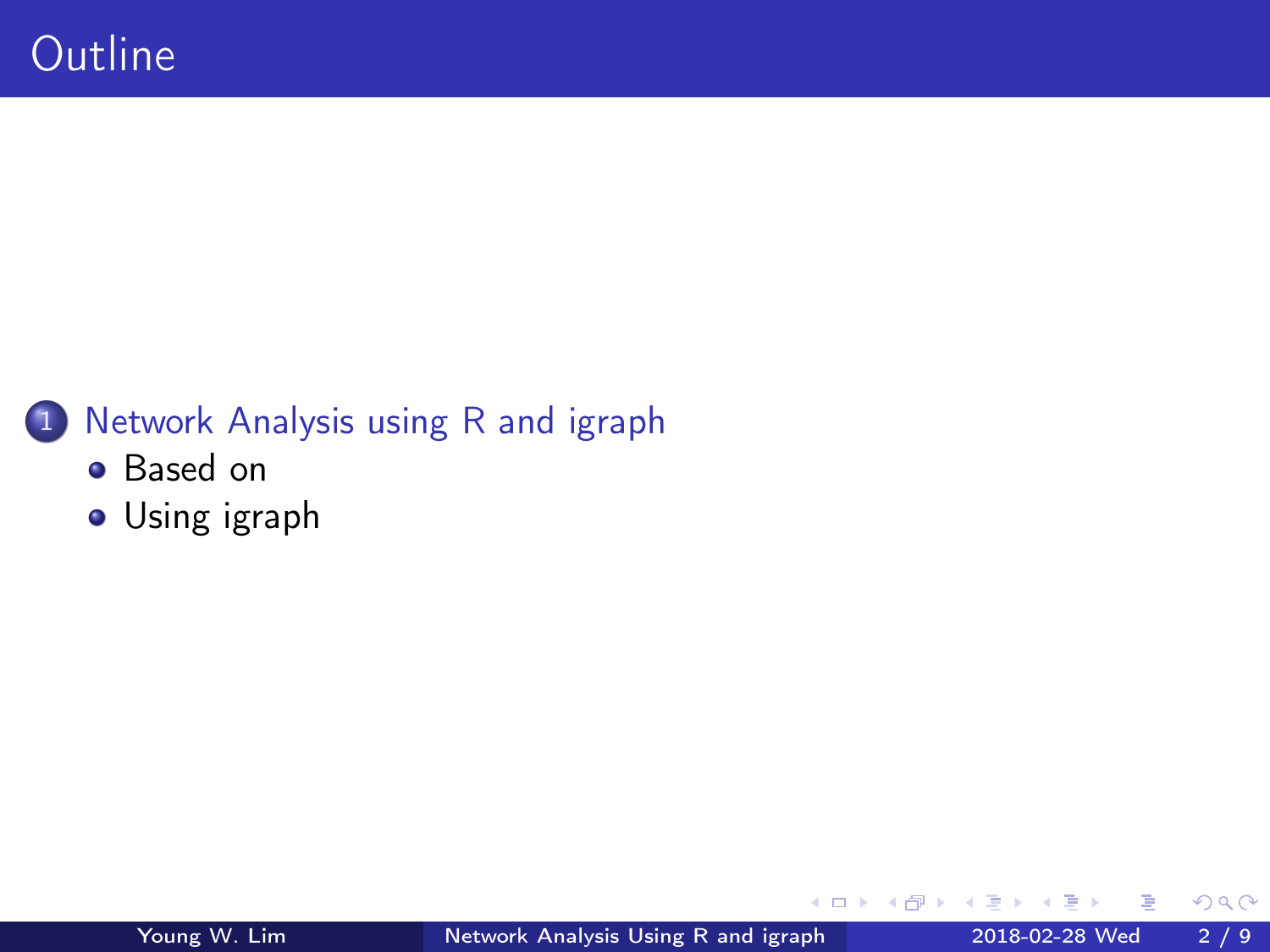# Outline

1. Network Analysis using R and igraph
   - Based on
   - Using igraph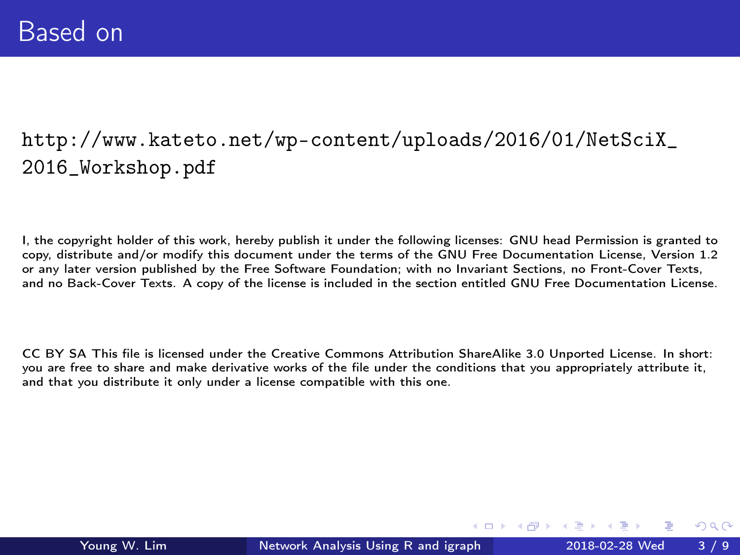# Based on

http://www.kateto.net/wp-content/uploads/2016/01/NetSciX_2016_Workshop.pdf

I, the copyright holder of this work, hereby publish it under the following licenses: GNU head Permission is granted to copy, distribute and/or modify this document under the terms of the GNU Free Documentation License, Version 1.2 or any later version published by the Free Software Foundation; with no Invariant Sections, no Front-Cover Texts, and no Back-Cover Texts. A copy of the license is included in the section entitled GNU Free Documentation License.

CC BY SA This file is licensed under the Creative Commons Attribution ShareAlike 3.0 Unported License. In short: you are free to share and make derivative works of the file under the conditions that you appropriately attribute it, and that you distribute it only under a license compatible with this one.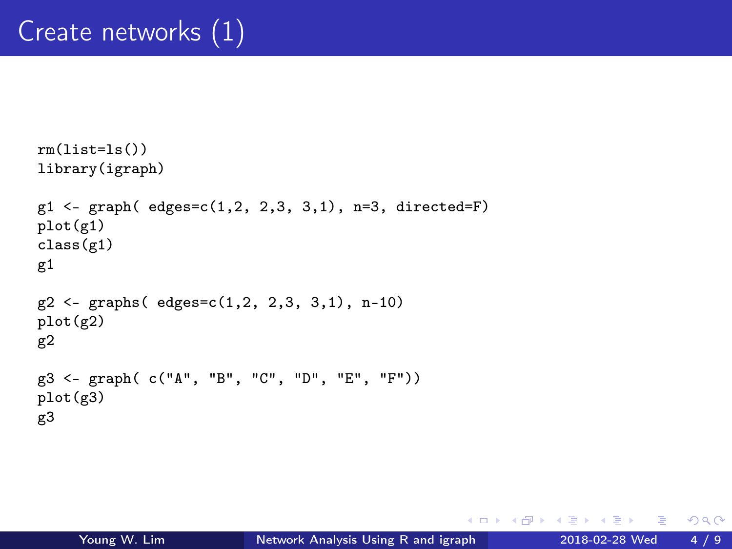# Create networks (1)

```
rm(list=ls())
library(igraph)

g1 <- graph( edges=c(1,2, 2,3, 3,1), n=3, directed=F)
plot(g1)
class(g1)
g1

g2 <- graphs( edges=c(1,2, 2,3, 3,1), n-10)
plot(g2)
g2

g3 <- graph( c("A", "B", "C", "D", "E", "F"))
plot(g3)
g3
```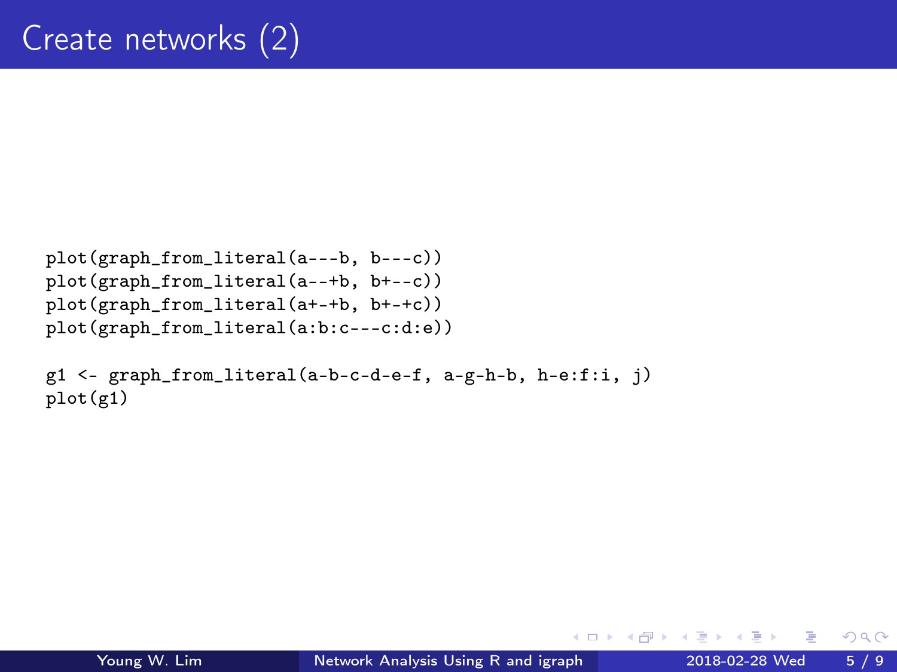# Create networks (2)

```
plot(graph_from_literal(a---b, b---c))
plot(graph_from_literal(a--+b, b+--c))
plot(graph_from_literal(a+-+b, b+-+c))
plot(graph_from_literal(a:b:c---c:d:e))

g1 <- graph_from_literal(a-b-c-d-e-f, a-g-h-b, h-e:f:i, j)
plot(g1)
```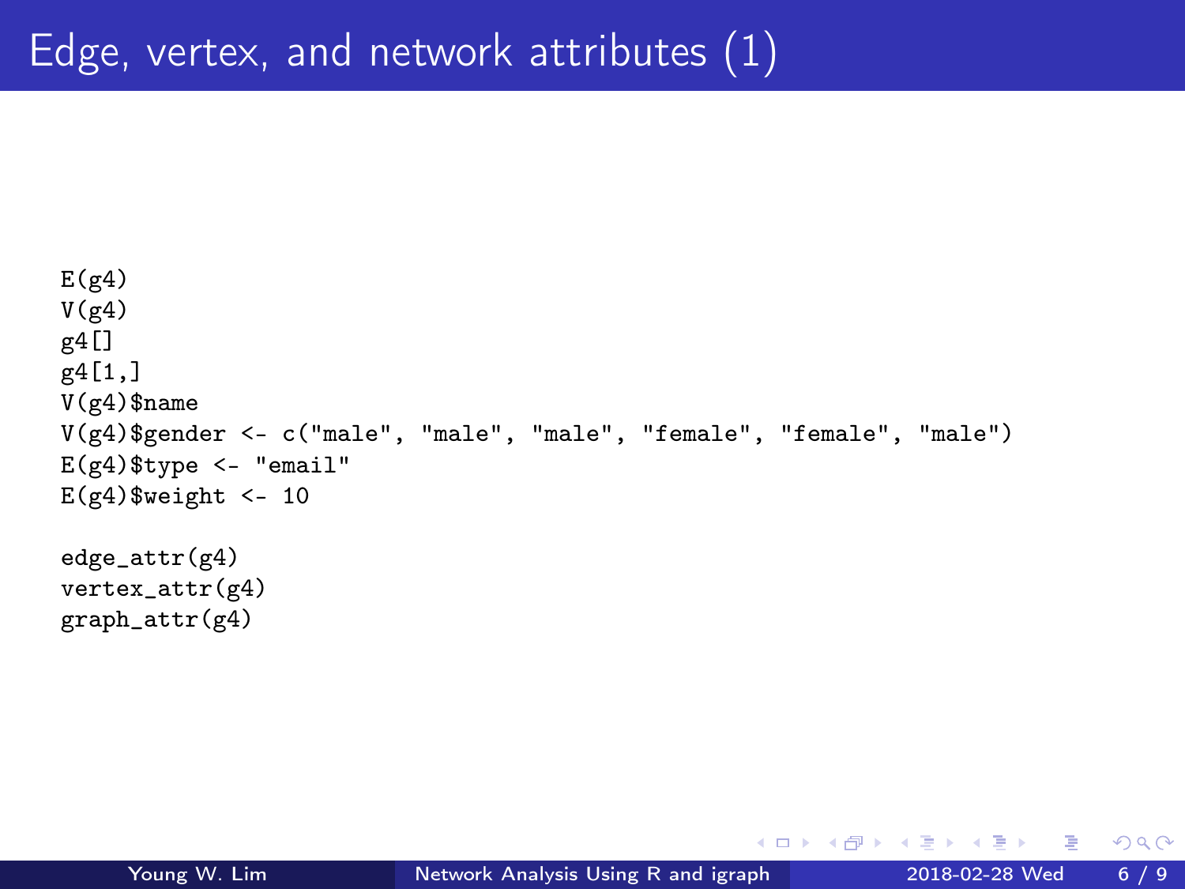# Edge, vertex, and network attributes (1)

```
E(g4)
V(g4)
g4[]
g4[1,]
V(g4)$name
V(g4)$gender <- c("male", "male", "male", "female", "female", "male")
E(g4)$type <- "email"
E(g4)$weight <- 10

edge_attr(g4)
vertex_attr(g4)
graph_attr(g4)
```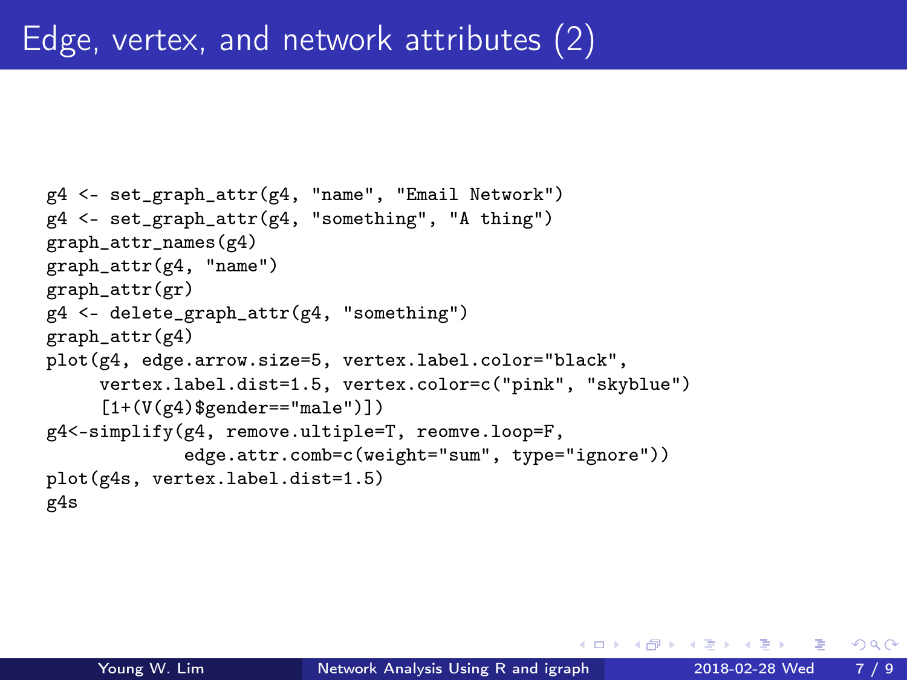# Edge, vertex, and network attributes (2)

```
g4 <- set_graph_attr(g4, "name", "Email Network")
g4 <- set_graph_attr(g4, "something", "A thing")
graph_attr_names(g4)
graph_attr(g4, "name")
graph_attr(gr)
g4 <- delete_graph_attr(g4, "something")
graph_attr(g4)
plot(g4, edge.arrow.size=5, vertex.label.color="black",
     vertex.label.dist=1.5, vertex.color=c("pink", "skyblue")
     [1+(V(g4)$gender=="male")])
g4<-simplify(g4, remove.ultiple=T, reomve.loop=F,
            edge.attr.comb=c(weight="sum", type="ignore"))
plot(g4s, vertex.label.dist=1.5)
g4s
```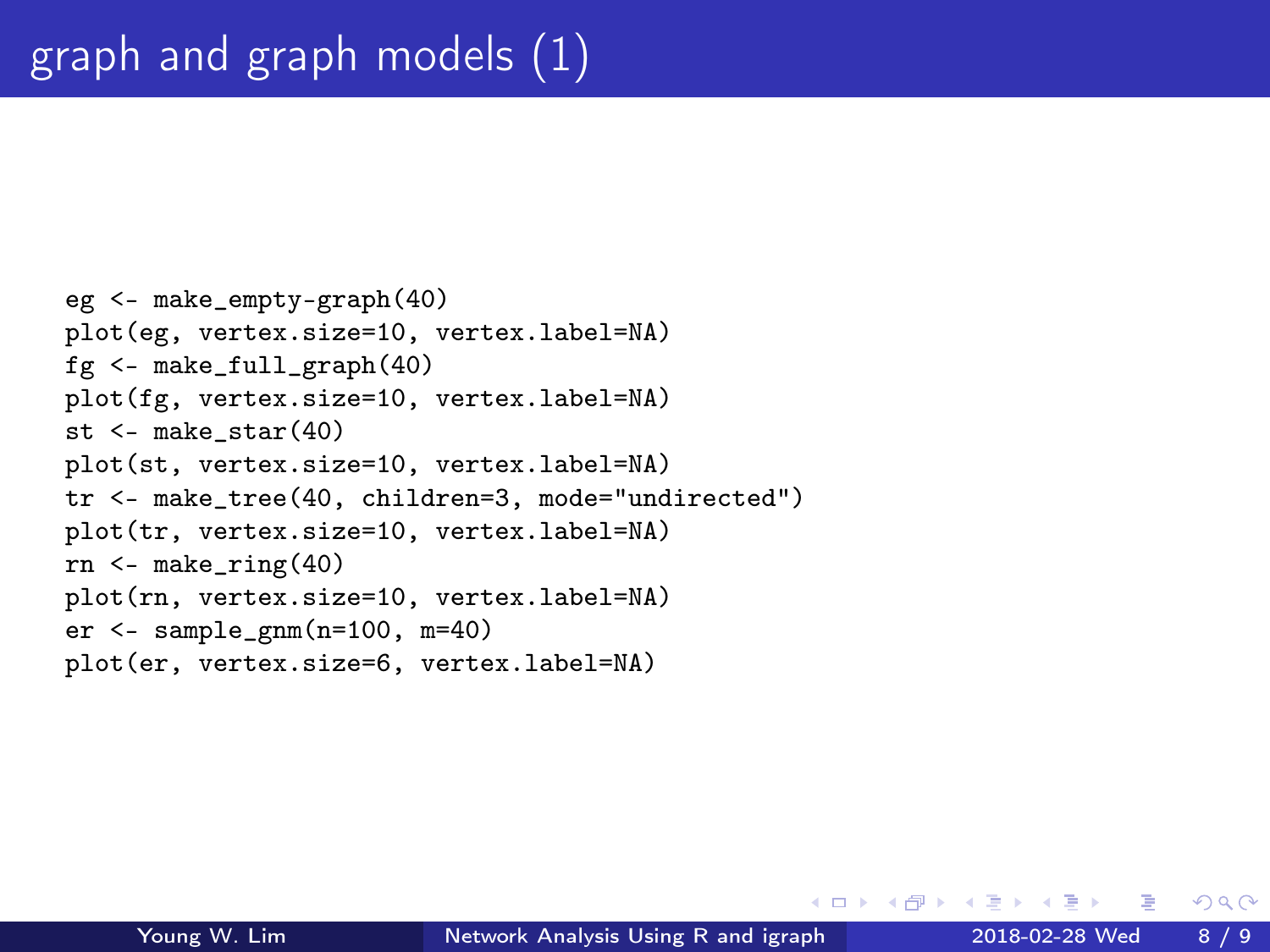# graph and graph models (1)

```
eg <- make_empty-graph(40)
plot(eg, vertex.size=10, vertex.label=NA)
fg <- make_full_graph(40)
plot(fg, vertex.size=10, vertex.label=NA)
st <- make_star(40)
plot(st, vertex.size=10, vertex.label=NA)
tr <- make_tree(40, children=3, mode="undirected")
plot(tr, vertex.size=10, vertex.label=NA)
rn <- make_ring(40)
plot(rn, vertex.size=10, vertex.label=NA)
er <- sample_gnm(n=100, m=40)
plot(er, vertex.size=6, vertex.label=NA)
```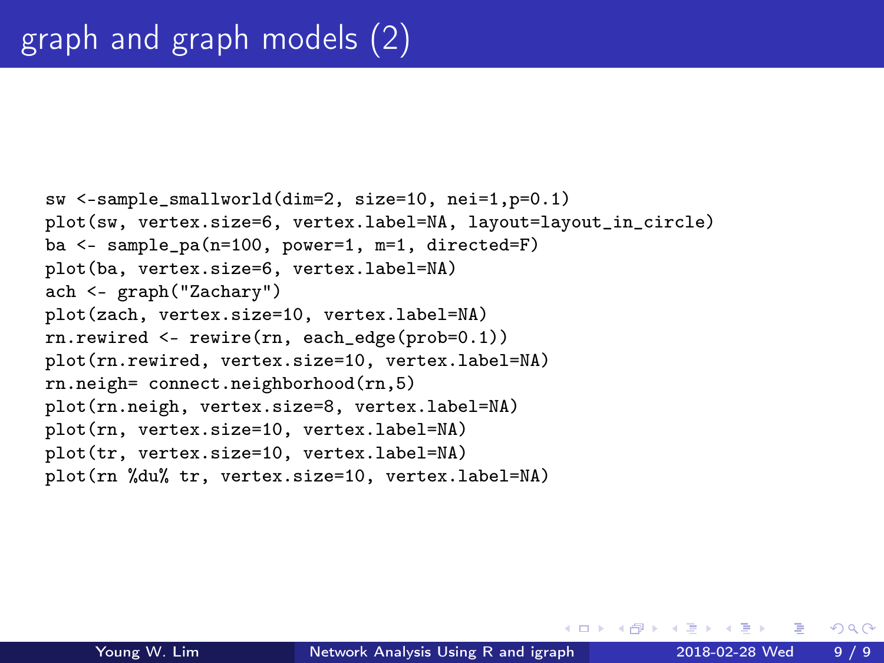# graph and graph models (2)

```
sw <-sample_smallworld(dim=2, size=10, nei=1,p=0.1)
plot(sw, vertex.size=6, vertex.label=NA, layout=layout_in_circle)
ba <- sample_pa(n=100, power=1, m=1, directed=F)
plot(ba, vertex.size=6, vertex.label=NA)
ach <- graph("Zachary")
plot(zach, vertex.size=10, vertex.label=NA)
rn.rewired <- rewire(rn, each_edge(prob=0.1))
plot(rn.rewired, vertex.size=10, vertex.label=NA)
rn.neigh= connect.neighborhood(rn,5)
plot(rn.neigh, vertex.size=8, vertex.label=NA)
plot(rn, vertex.size=10, vertex.label=NA)
plot(tr, vertex.size=10, vertex.label=NA)
plot(rn %du% tr, vertex.size=10, vertex.label=NA)
```